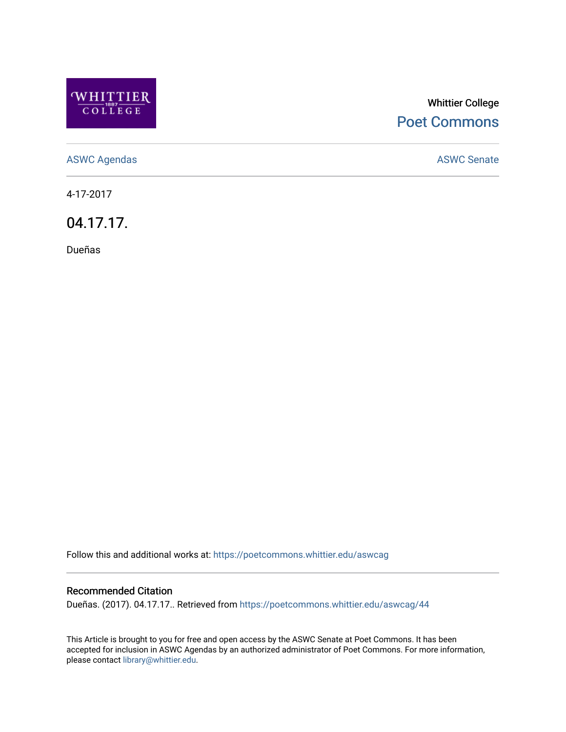Whittier College

Poet Commons

ASWC Agendas

ASWC Senate

4-17-2017

# 04.17.17.

Dueñas

Follow this and additional works at: https://poetcommons.whittier.edu/aswcag

## Recommended Citation

Dueñas. (2017). 04.17.17.. Retrieved from https://poetcommons.whittier.edu/aswcag/44

This Article is brought to you for free and open access by the ASWC Senate at Poet Commons. It has been accepted for inclusion in ASWC Agendas by an authorized administrator of Poet Commons. For more information, please contact library@whittier.edu.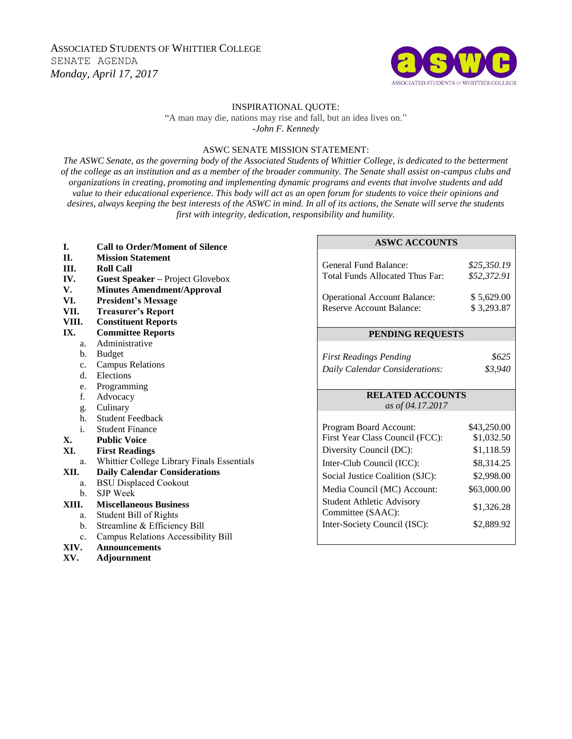ASSOCIATED STUDENTS OF WHITTIER COLLEGE
SENATE AGENDA
*Monday, April 17, 2017*

INSPIRATIONAL QUOTE:
"A man may die, nations may rise and fall, but an idea lives on."
*-John F. Kennedy*

ASWC SENATE MISSION STATEMENT:
*The ASWC Senate, as the governing body of the Associated Students of Whittier College, is dedicated to the betterment of the college as an institution and as a member of the broader community. The Senate shall assist on-campus clubs and organizations in creating, promoting and implementing dynamic programs and events that involve students and add value to their educational experience. This body will act as an open forum for students to voice their opinions and desires, always keeping the best interests of the ASWC in mind. In all of its actions, the Senate will serve the students first with integrity, dedication, responsibility and humility.*

- **I. Call to Order/Moment of Silence**
- **II. Mission Statement**
- **III. Roll Call**
- **IV. Guest Speaker –** Project Glovebox
- **V. Minutes Amendment/Approval**
- **VI. President's Message**
- **VII. Treasurer's Report**
- **VIII. Constituent Reports**
- **IX. Committee Reports**
  - a. Administrative
  - b. Budget
  - c. Campus Relations
  - d. Elections
  - e. Programming
  - f. Advocacy
  - g. Culinary
  - h. Student Feedback
  - i. Student Finance
- **X. Public Voice**
- **XI. First Readings**
  - a. Whittier College Library Finals Essentials
- **XII. Daily Calendar Considerations**
  - a. BSU Displaced Cookout
  - b. SJP Week
- **XIII. Miscellaneous Business**
  - a. Student Bill of Rights
  - b. Streamline & Efficiency Bill
  - c. Campus Relations Accessibility Bill
- **XIV. Announcements**
- **XV. Adjournment**

| **ASWC ACCOUNTS** | |
|---|---|
| General Fund Balance: | *$25,350.19* |
| Total Funds Allocated Thus Far: | *$52,372.91* |
| Operational Account Balance: | $ 5,629.00 |
| Reserve Account Balance: | $ 3,293.87 |

| **PENDING REQUESTS** | |
|---|---|
| *First Readings Pending* | *$625* |
| *Daily Calendar Considerations:* | *$3,940* |

| **RELATED ACCOUNTS** *as of 04.17.2017* | |
|---|---|
| Program Board Account: | $43,250.00 |
| First Year Class Council (FCC): | $1,032.50 |
| Diversity Council (DC): | $1,118.59 |
| Inter-Club Council (ICC): | $8,314.25 |
| Social Justice Coalition (SJC): | $2,998.00 |
| Media Council (MC) Account: | $63,000.00 |
| Student Athletic Advisory Committee (SAAC): | $1,326.28 |
| Inter-Society Council (ISC): | $2,889.92 |